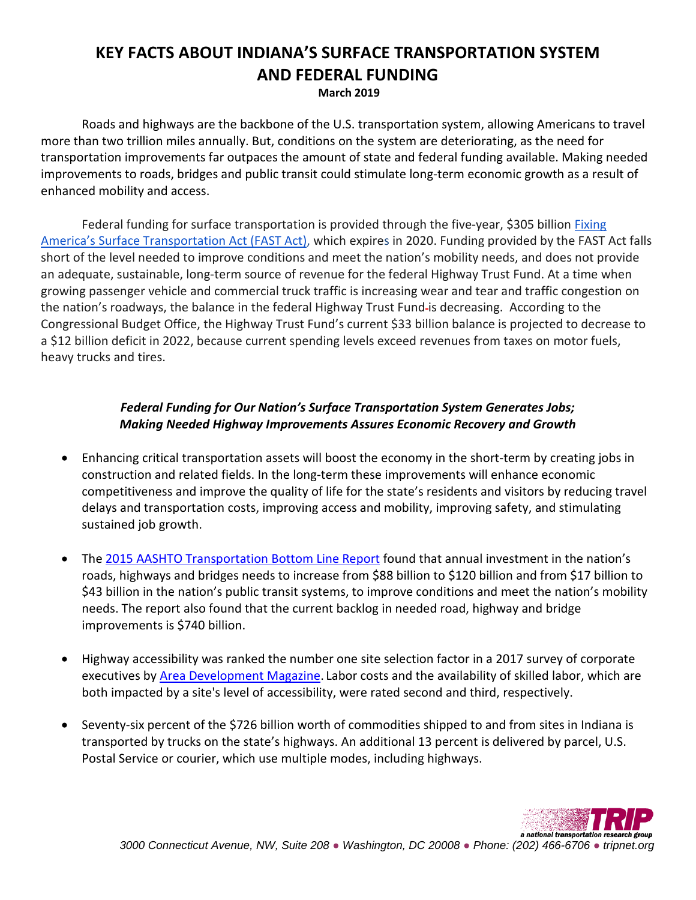# KEY FACTS ABOUT INDIANA'S SURFACE TRANSPORTATION SYSTEM AND FEDERAL FUNDING

**March 2019**

Roads and highways are the backbone of the U.S. transportation system, allowing Americans to travel more than two trillion miles annually. But, conditions on the system are deteriorating, as the need for transportation improvements far outpaces the amount of state and federal funding available. Making needed improvements to roads, bridges and public transit could stimulate long-term economic growth as a result of enhanced mobility and access.

Federal funding for surface transportation is provided through the five-year, $305 billion Fixing America's Surface Transportation Act (FAST Act), which expires in 2020. Funding provided by the FAST Act falls short of the level needed to improve conditions and meet the nation's mobility needs, and does not provide an adequate, sustainable, long-term source of revenue for the federal Highway Trust Fund. At a time when growing passenger vehicle and commercial truck traffic is increasing wear and tear and traffic congestion on the nation's roadways, the balance in the federal Highway Trust Fund is decreasing. According to the Congressional Budget Office, the Highway Trust Fund's current $33 billion balance is projected to decrease to a $12 billion deficit in 2022, because current spending levels exceed revenues from taxes on motor fuels, heavy trucks and tires.

### *Federal Funding for Our Nation's Surface Transportation System Generates Jobs; Making Needed Highway Improvements Assures Economic Recovery and Growth*

- Enhancing critical transportation assets will boost the economy in the short-term by creating jobs in construction and related fields. In the long-term these improvements will enhance economic competitiveness and improve the quality of life for the state's residents and visitors by reducing travel delays and transportation costs, improving access and mobility, improving safety, and stimulating sustained job growth.

- The 2015 AASHTO Transportation Bottom Line Report found that annual investment in the nation's roads, highways and bridges needs to increase from $88 billion to $120 billion and from $17 billion to $43 billion in the nation's public transit systems, to improve conditions and meet the nation's mobility needs. The report also found that the current backlog in needed road, highway and bridge improvements is $740 billion.

- Highway accessibility was ranked the number one site selection factor in a 2017 survey of corporate executives by Area Development Magazine. Labor costs and the availability of skilled labor, which are both impacted by a site's level of accessibility, were rated second and third, respectively.

- Seventy-six percent of the $726 billion worth of commodities shipped to and from sites in Indiana is transported by trucks on the state's highways. An additional 13 percent is delivered by parcel, U.S. Postal Service or courier, which use multiple modes, including highways.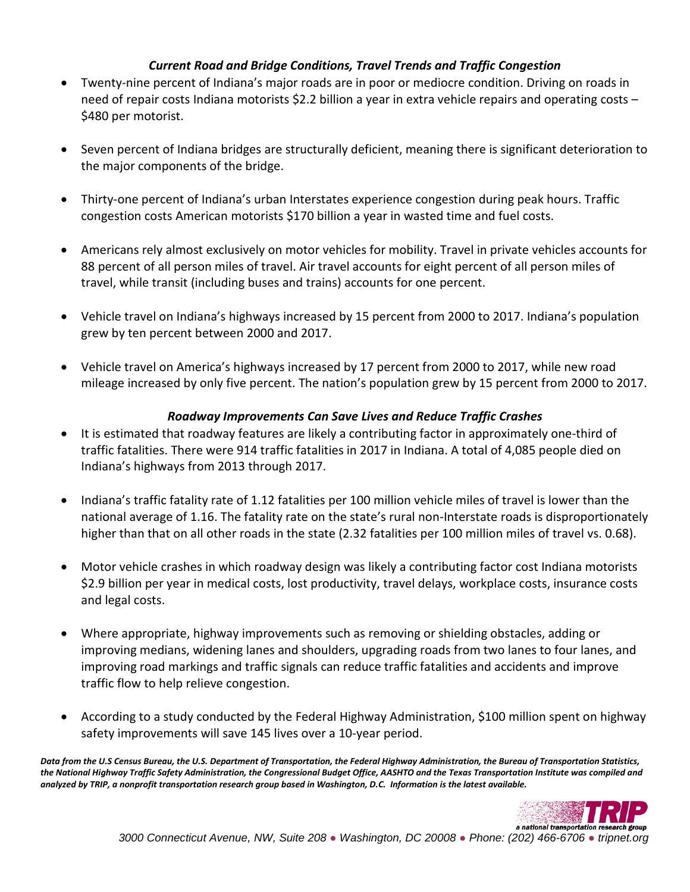### *Current Road and Bridge Conditions, Travel Trends and Traffic Congestion*

- Twenty-nine percent of Indiana's major roads are in poor or mediocre condition. Driving on roads in need of repair costs Indiana motorists $2.2 billion a year in extra vehicle repairs and operating costs – $480 per motorist.
- Seven percent of Indiana bridges are structurally deficient, meaning there is significant deterioration to the major components of the bridge.
- Thirty-one percent of Indiana's urban Interstates experience congestion during peak hours. Traffic congestion costs American motorists $170 billion a year in wasted time and fuel costs.
- Americans rely almost exclusively on motor vehicles for mobility. Travel in private vehicles accounts for 88 percent of all person miles of travel. Air travel accounts for eight percent of all person miles of travel, while transit (including buses and trains) accounts for one percent.
- Vehicle travel on Indiana's highways increased by 15 percent from 2000 to 2017. Indiana's population grew by ten percent between 2000 and 2017.
- Vehicle travel on America's highways increased by 17 percent from 2000 to 2017, while new road mileage increased by only five percent. The nation's population grew by 15 percent from 2000 to 2017.

### *Roadway Improvements Can Save Lives and Reduce Traffic Crashes*

- It is estimated that roadway features are likely a contributing factor in approximately one-third of traffic fatalities. There were 914 traffic fatalities in 2017 in Indiana. A total of 4,085 people died on Indiana's highways from 2013 through 2017.
- Indiana's traffic fatality rate of 1.12 fatalities per 100 million vehicle miles of travel is lower than the national average of 1.16. The fatality rate on the state's rural non-Interstate roads is disproportionately higher than that on all other roads in the state (2.32 fatalities per 100 million miles of travel vs. 0.68).
- Motor vehicle crashes in which roadway design was likely a contributing factor cost Indiana motorists $2.9 billion per year in medical costs, lost productivity, travel delays, workplace costs, insurance costs and legal costs.
- Where appropriate, highway improvements such as removing or shielding obstacles, adding or improving medians, widening lanes and shoulders, upgrading roads from two lanes to four lanes, and improving road markings and traffic signals can reduce traffic fatalities and accidents and improve traffic flow to help relieve congestion.
- According to a study conducted by the Federal Highway Administration, $100 million spent on highway safety improvements will save 145 lives over a 10-year period.

***Data from the U.S Census Bureau, the U.S. Department of Transportation, the Federal Highway Administration, the Bureau of Transportation Statistics, the National Highway Traffic Safety Administration, the Congressional Budget Office, AASHTO and the Texas Transportation Institute was compiled and analyzed by TRIP, a nonprofit transportation research group based in Washington, D.C. Information is the latest available.***

TRIP – a national transportation research group

*3000 Connecticut Avenue, NW, Suite 208 ● Washington, DC 20008 ● Phone: (202) 466-6706 ● tripnet.org*